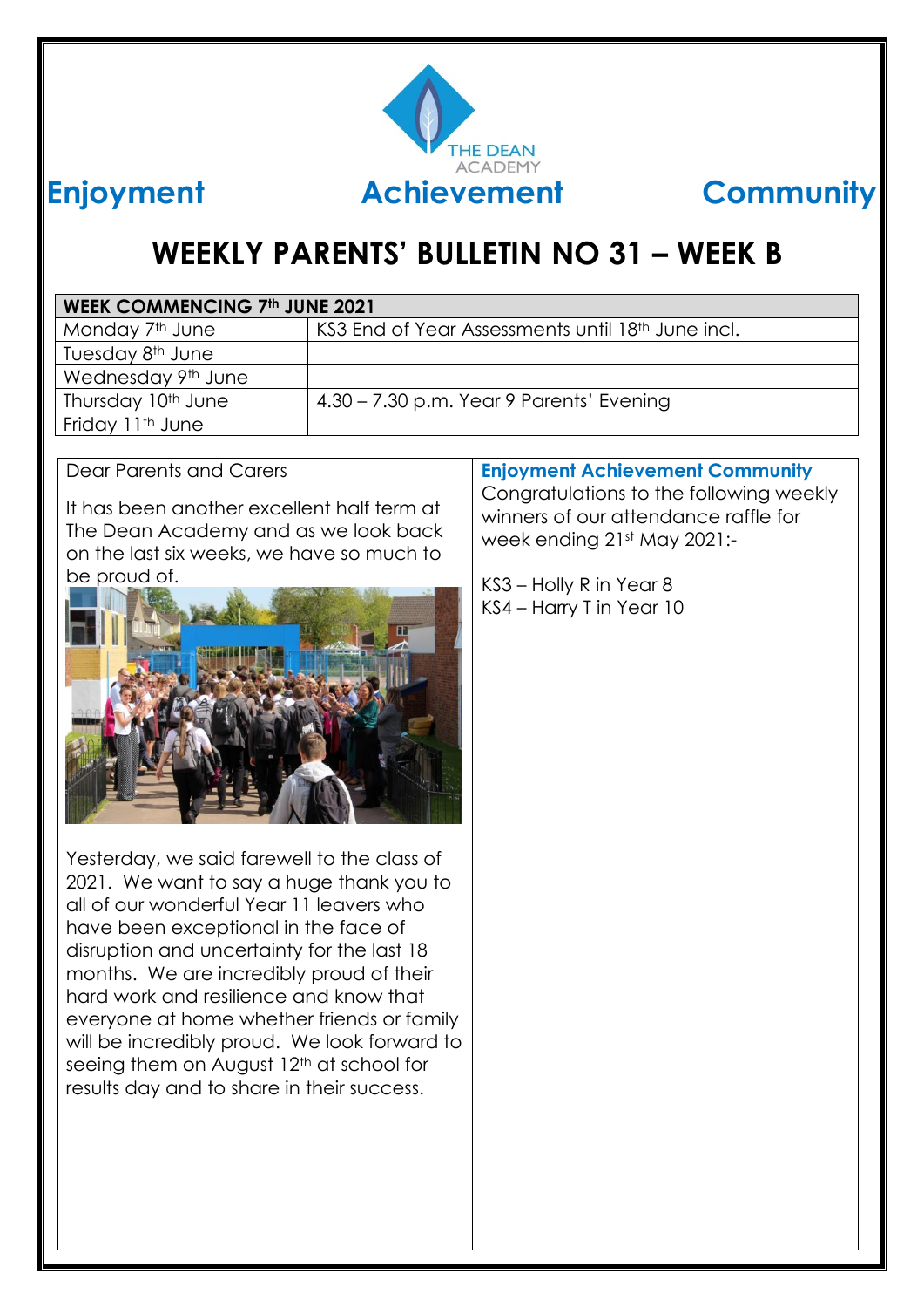THE DEAN ACADEMY

**Enjoyment** **Achievement** **Community**

# WEEKLY PARENTS' BULLETIN NO 31 – WEEK B

| WEEK COMMENCING 7th JUNE 2021 | |
|---|---|
| Monday 7th June | KS3 End of Year Assessments until 18th June incl. |
| Tuesday 8th June | |
| Wednesday 9th June | |
| Thursday 10th June | 4.30 – 7.30 p.m. Year 9 Parents' Evening |
| Friday 11th June | |

Dear Parents and Carers

It has been another excellent half term at The Dean Academy and as we look back on the last six weeks, we have so much to be proud of.

Yesterday, we said farewell to the class of 2021. We want to say a huge thank you to all of our wonderful Year 11 leavers who have been exceptional in the face of disruption and uncertainty for the last 18 months. We are incredibly proud of their hard work and resilience and know that everyone at home whether friends or family will be incredibly proud. We look forward to seeing them on August 12th at school for results day and to share in their success.

**Enjoyment Achievement Community**

Congratulations to the following weekly winners of our attendance raffle for week ending 21st May 2021:-

KS3 – Holly R in Year 8
KS4 – Harry T in Year 10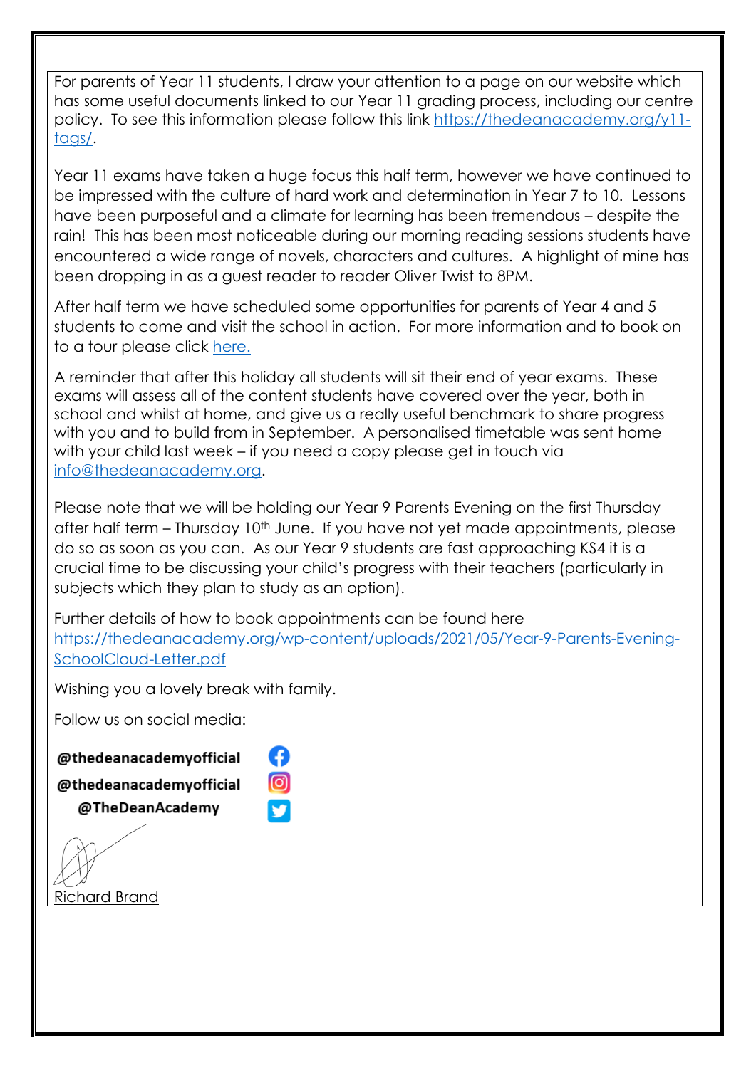For parents of Year 11 students, I draw your attention to a page on our website which has some useful documents linked to our Year 11 grading process, including our centre policy. To see this information please follow this link [https://thedeanacademy.org/y11-tags/](https://thedeanacademy.org/y11-tags/).

Year 11 exams have taken a huge focus this half term, however we have continued to be impressed with the culture of hard work and determination in Year 7 to 10. Lessons have been purposeful and a climate for learning has been tremendous – despite the rain! This has been most noticeable during our morning reading sessions students have encountered a wide range of novels, characters and cultures. A highlight of mine has been dropping in as a guest reader to reader Oliver Twist to 8PM.

After half term we have scheduled some opportunities for parents of Year 4 and 5 students to come and visit the school in action. For more information and to book on to a tour please click here.

A reminder that after this holiday all students will sit their end of year exams. These exams will assess all of the content students have covered over the year, both in school and whilst at home, and give us a really useful benchmark to share progress with you and to build from in September. A personalised timetable was sent home with your child last week – if you need a copy please get in touch via [info@thedeanacademy.org](mailto:info@thedeanacademy.org).

Please note that we will be holding our Year 9 Parents Evening on the first Thursday after half term – Thursday 10th June. If you have not yet made appointments, please do so as soon as you can. As our Year 9 students are fast approaching KS4 it is a crucial time to be discussing your child's progress with their teachers (particularly in subjects which they plan to study as an option).

Further details of how to book appointments can be found here [https://thedeanacademy.org/wp-content/uploads/2021/05/Year-9-Parents-Evening-SchoolCloud-Letter.pdf](https://thedeanacademy.org/wp-content/uploads/2021/05/Year-9-Parents-Evening-SchoolCloud-Letter.pdf)

Wishing you a lovely break with family.

Follow us on social media:

**@thedeanacademyofficial** (Facebook)
**@thedeanacademyofficial** (Instagram)
**@TheDeanAcademy** (Twitter)

Richard Brand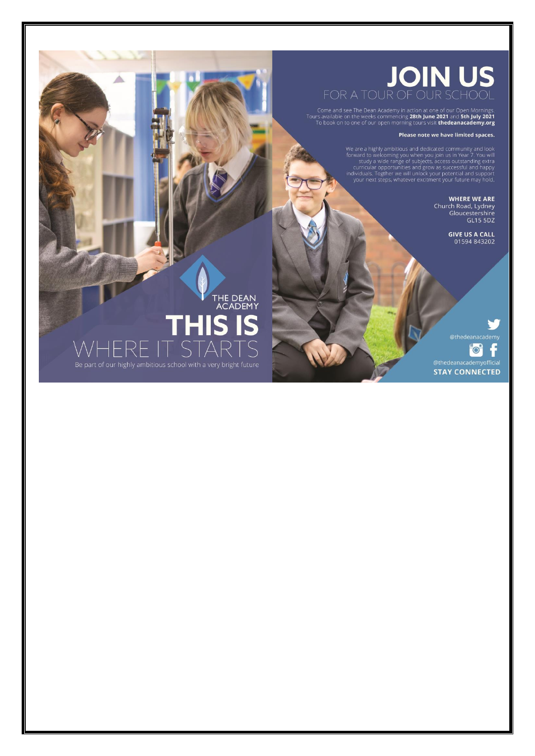# JOIN US

## FOR A TOUR OF OUR SCHOOL

Come and see The Dean Academy in action at one of our Open Mornings. Tours available on the weeks commencing **28th June 2021** and **5th July 2021** To book on to one of our open morning tours visit **thedeanacademy.org**

**Please note we have limited spaces.**

We are a highly ambitious and dedicated community and look forward to welcoming you when you join us in Year 7. You will study a wide range of subjects, access outstanding extra curricular opportunities and grow as successful and happy individuals. Togther we will unlock your potential and support your next steps, whatever excitment your future may hold.

**WHERE WE ARE**
Church Road, Lydney
Gloucestershire
GL15 5DZ

**GIVE US A CALL**
01594 843202

THE DEAN ACADEMY

# THIS IS
## WHERE IT STARTS

Be part of our highly ambitious school with a very bright future

@thedeanacademy

@thedeanacademyofficial

**STAY CONNECTED**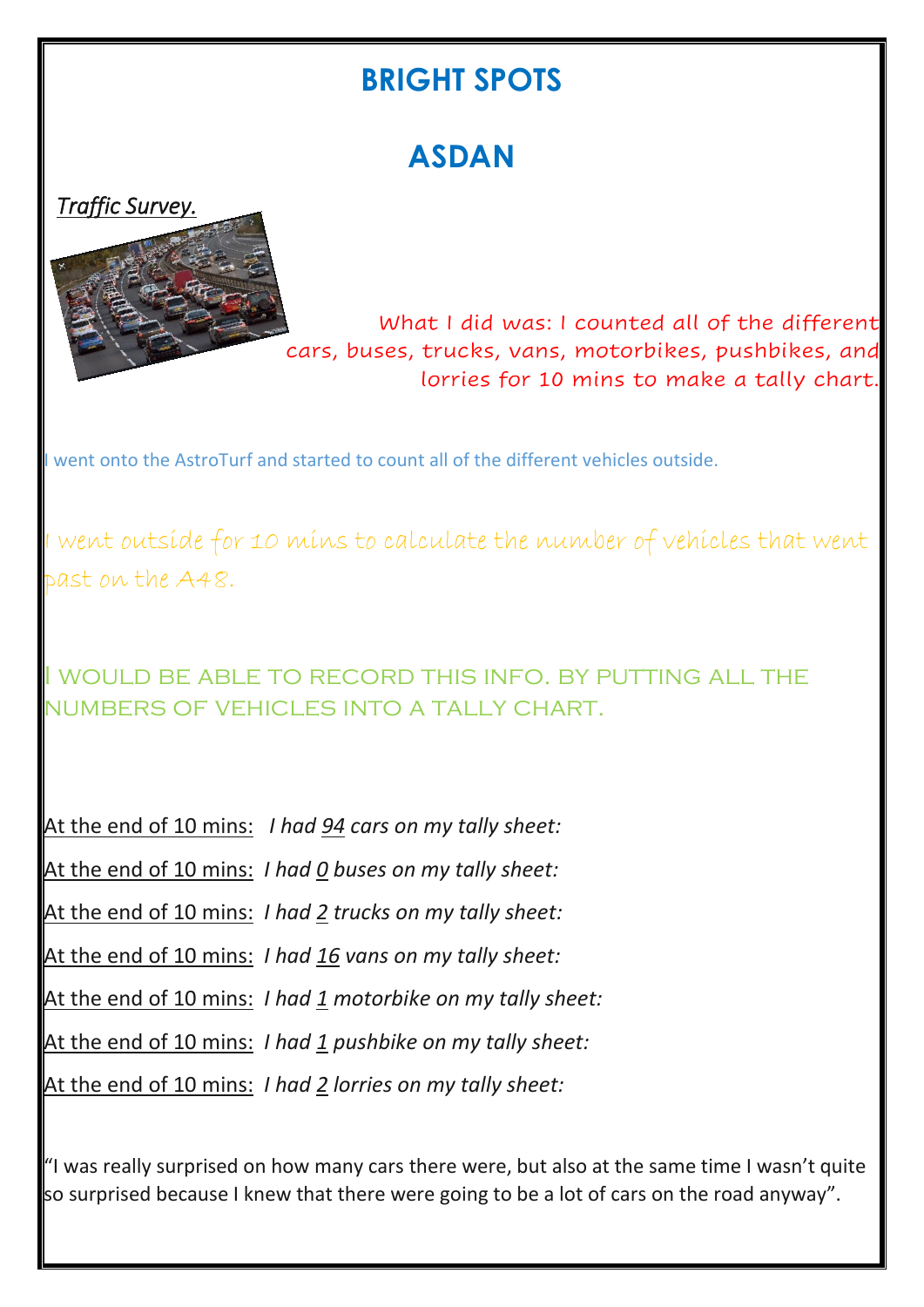# BRIGHT SPOTS

## ASDAN

*Traffic Survey.*

What I did was: I counted all of the different cars, buses, trucks, vans, motorbikes, pushbikes, and lorries for 10 mins to make a tally chart.

I went onto the AstroTurf and started to count all of the different vehicles outside.

I went outside for 10 mins to calculate the number of vehicles that went past on the A48.

I WOULD BE ABLE TO RECORD THIS INFO. BY PUTTING ALL THE NUMBERS OF VEHICLES INTO A TALLY CHART.

At the end of 10 mins: *I had 94 cars on my tally sheet:*

At the end of 10 mins: *I had 0 buses on my tally sheet:*

At the end of 10 mins: *I had 2 trucks on my tally sheet:*

At the end of 10 mins: *I had 16 vans on my tally sheet:*

At the end of 10 mins: *I had 1 motorbike on my tally sheet:*

At the end of 10 mins: *I had 1 pushbike on my tally sheet:*

At the end of 10 mins: *I had 2 lorries on my tally sheet:*

"I was really surprised on how many cars there were, but also at the same time I wasn't quite so surprised because I knew that there were going to be a lot of cars on the road anyway".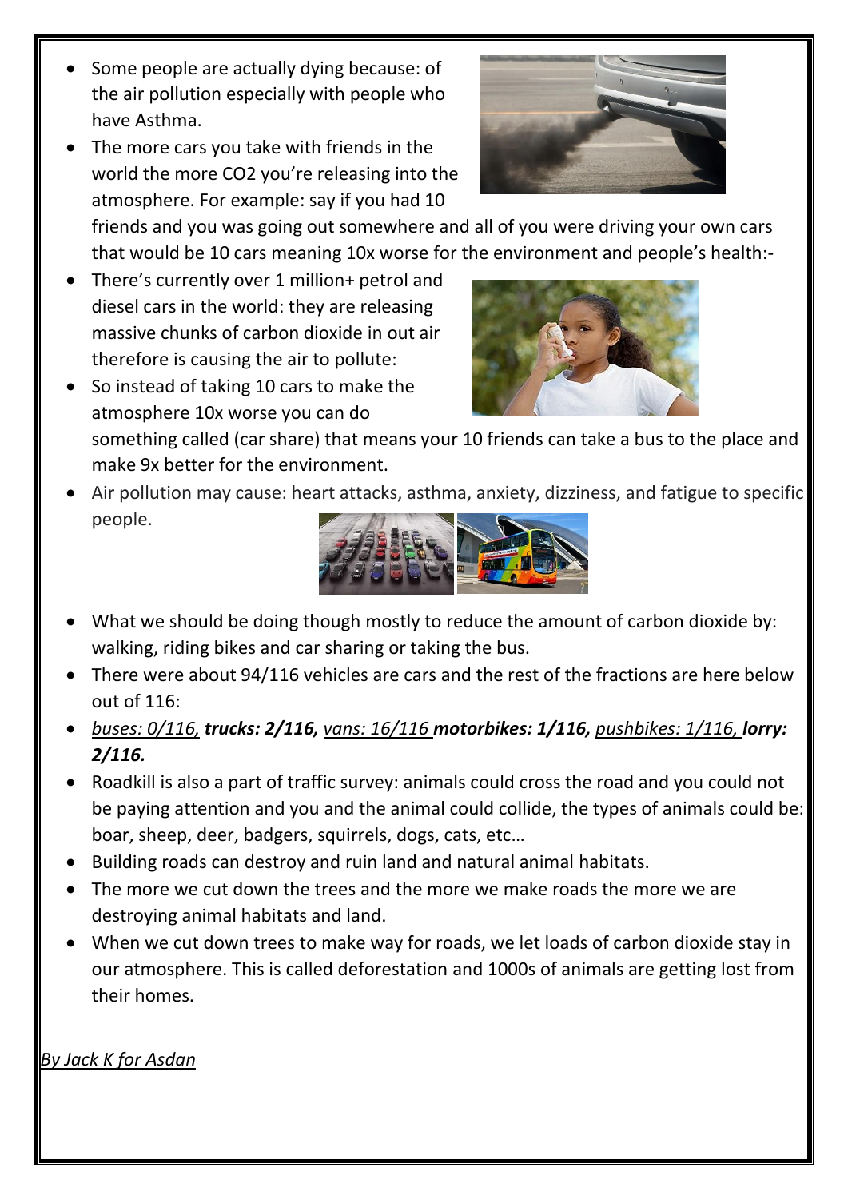- Some people are actually dying because: of the air pollution especially with people who have Asthma.
- The more cars you take with friends in the world the more CO2 you're releasing into the atmosphere. For example: say if you had 10 friends and you was going out somewhere and all of you were driving your own cars that would be 10 cars meaning 10x worse for the environment and people's health:-
- There's currently over 1 million+ petrol and diesel cars in the world: they are releasing massive chunks of carbon dioxide in out air therefore is causing the air to pollute:
- So instead of taking 10 cars to make the atmosphere 10x worse you can do something called (car share) that means your 10 friends can take a bus to the place and make 9x better for the environment.
- Air pollution may cause: heart attacks, asthma, anxiety, dizziness, and fatigue to specific people.
- What we should be doing though mostly to reduce the amount of carbon dioxide by: walking, riding bikes and car sharing or taking the bus.
- There were about 94/116 vehicles are cars and the rest of the fractions are here below out of 116:
- *buses: 0/116,* ***trucks: 2/116,*** *vans: 16/116* ***motorbikes: 1/116,*** *pushbikes: 1/116,* ***lorry: 2/116.***
- Roadkill is also a part of traffic survey: animals could cross the road and you could not be paying attention and you and the animal could collide, the types of animals could be: boar, sheep, deer, badgers, squirrels, dogs, cats, etc…
- Building roads can destroy and ruin land and natural animal habitats.
- The more we cut down the trees and the more we make roads the more we are destroying animal habitats and land.
- When we cut down trees to make way for roads, we let loads of carbon dioxide stay in our atmosphere. This is called deforestation and 1000s of animals are getting lost from their homes.

*By Jack K for Asdan*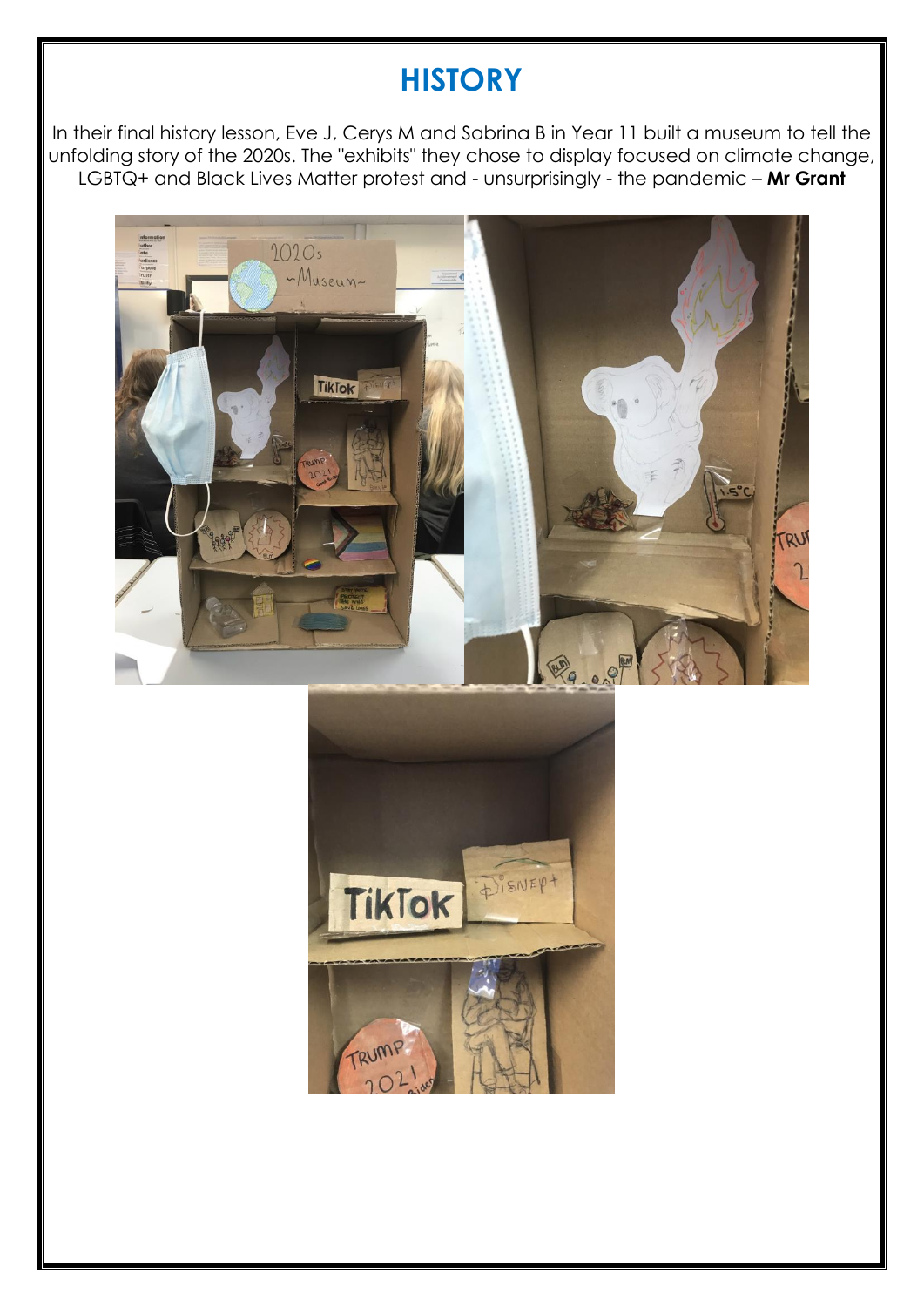# HISTORY

In their final history lesson, Eve J, Cerys M and Sabrina B in Year 11 built a museum to tell the unfolding story of the 2020s. The "exhibits" they chose to display focused on climate change, LGBTQ+ and Black Lives Matter protest and - unsurprisingly - the pandemic – **Mr Grant**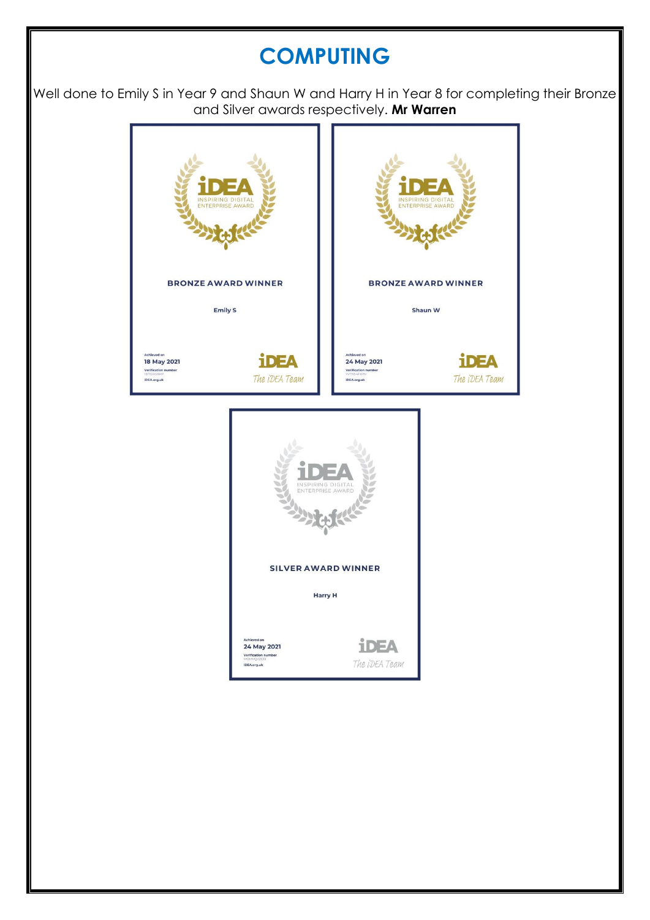# COMPUTING

Well done to Emily S in Year 9 and Shaun W and Harry H in Year 8 for completing their Bronze and Silver awards respectively. **Mr Warren**

iDEA
INSPIRING DIGITAL ENTERPRISE AWARD

**BRONZE AWARD WINNER**

**Emily S**

Achieved on
**18 May 2021**
Verification number
iDEA.org.uk

iDEA
*The iDEA Team*

iDEA
INSPIRING DIGITAL ENTERPRISE AWARD

**BRONZE AWARD WINNER**

**Shaun W**

Achieved on
**24 May 2021**
Verification number
iDEA.org.uk

iDEA
*The iDEA Team*

iDEA
INSPIRING DIGITAL ENTERPRISE AWARD

**SILVER AWARD WINNER**

**Harry H**

Achieved on
**24 May 2021**
Verification number
iDEA.org.uk

iDEA
*The iDEA Team*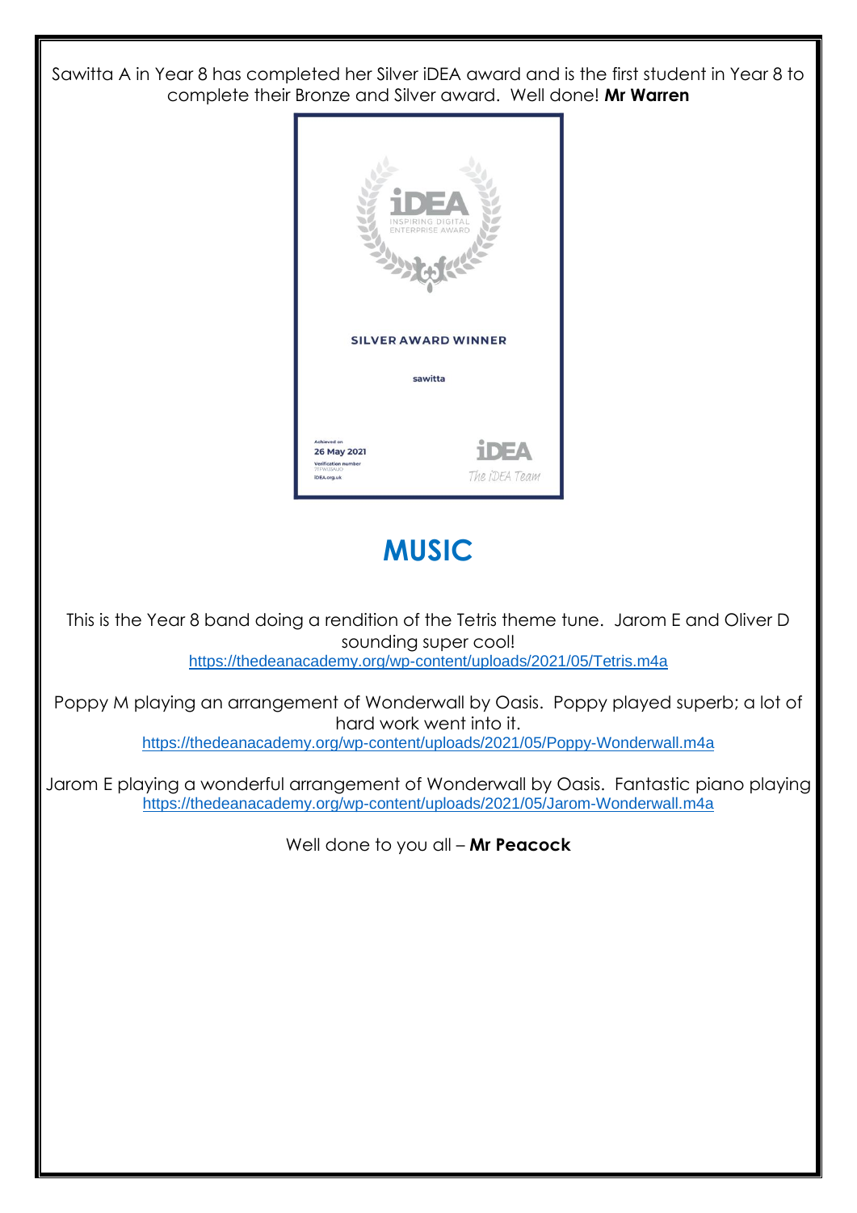Sawitta A in Year 8 has completed her Silver iDEA award and is the first student in Year 8 to complete their Bronze and Silver award. Well done! **Mr Warren**

## MUSIC

This is the Year 8 band doing a rendition of the Tetris theme tune. Jarom E and Oliver D sounding super cool!
https://thedeanacademy.org/wp-content/uploads/2021/05/Tetris.m4a

Poppy M playing an arrangement of Wonderwall by Oasis. Poppy played superb; a lot of hard work went into it.
https://thedeanacademy.org/wp-content/uploads/2021/05/Poppy-Wonderwall.m4a

Jarom E playing a wonderful arrangement of Wonderwall by Oasis. Fantastic piano playing
https://thedeanacademy.org/wp-content/uploads/2021/05/Jarom-Wonderwall.m4a

Well done to you all – **Mr Peacock**